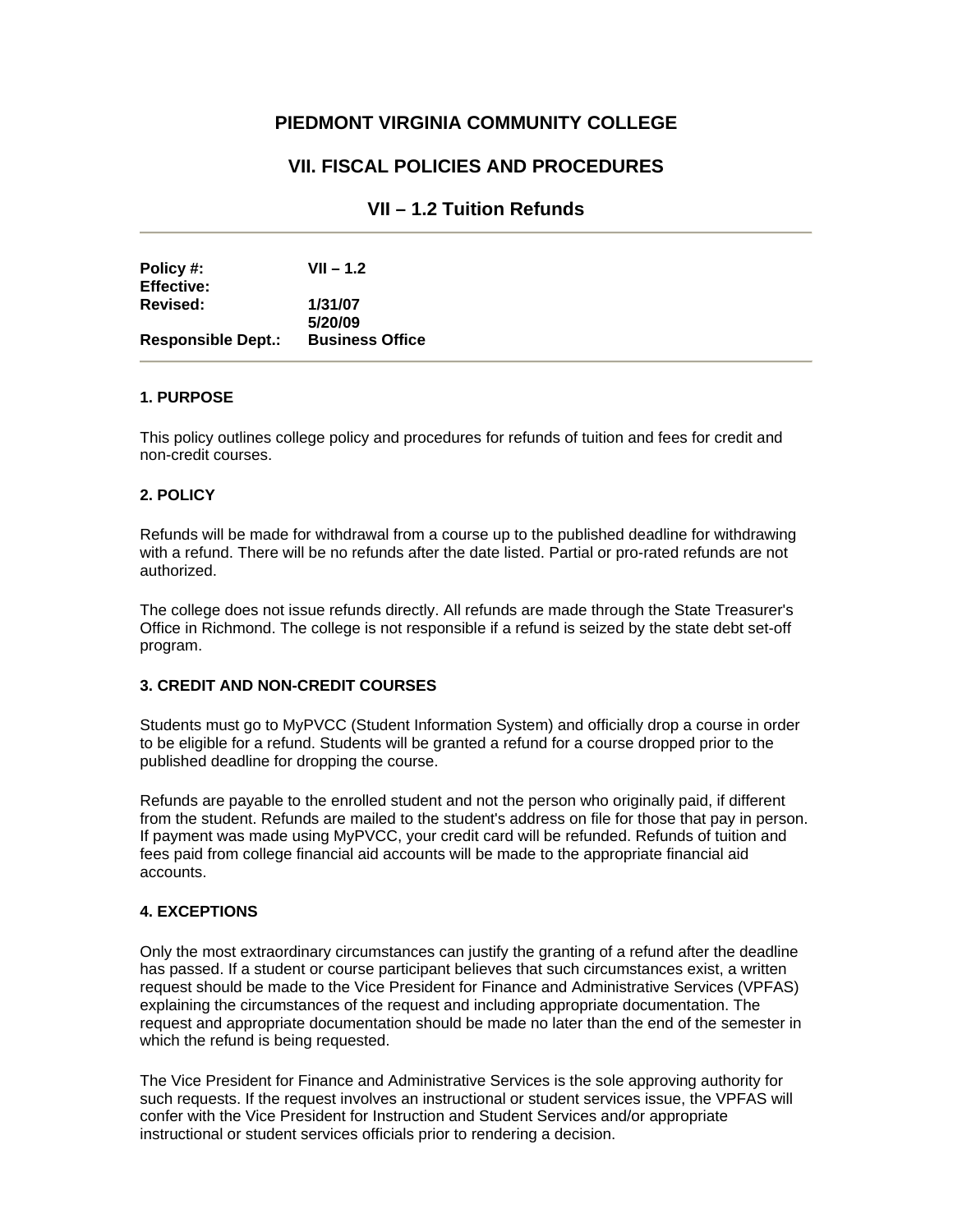# PIEDMONT VIRGINIA COMMUNITY COLLEGE

## VII. FISCAL POLICIES AND PROCEDURES

## VII – 1.2 Tuition Refunds

---

| | |
|---|---|
| **Policy #:** | **VII – 1.2** |
| **Effective:** | |
| **Revised:** | **1/31/07** |
| | **5/20/09** |
| **Responsible Dept.:** | **Business Office** |

---

### 1. PURPOSE

This policy outlines college policy and procedures for refunds of tuition and fees for credit and non-credit courses.

### 2. POLICY

Refunds will be made for withdrawal from a course up to the published deadline for withdrawing with a refund. There will be no refunds after the date listed. Partial or pro-rated refunds are not authorized.

The college does not issue refunds directly. All refunds are made through the State Treasurer's Office in Richmond. The college is not responsible if a refund is seized by the state debt set-off program.

### 3. CREDIT AND NON-CREDIT COURSES

Students must go to MyPVCC (Student Information System) and officially drop a course in order to be eligible for a refund. Students will be granted a refund for a course dropped prior to the published deadline for dropping the course.

Refunds are payable to the enrolled student and not the person who originally paid, if different from the student. Refunds are mailed to the student's address on file for those that pay in person. If payment was made using MyPVCC, your credit card will be refunded. Refunds of tuition and fees paid from college financial aid accounts will be made to the appropriate financial aid accounts.

### 4. EXCEPTIONS

Only the most extraordinary circumstances can justify the granting of a refund after the deadline has passed. If a student or course participant believes that such circumstances exist, a written request should be made to the Vice President for Finance and Administrative Services (VPFAS) explaining the circumstances of the request and including appropriate documentation. The request and appropriate documentation should be made no later than the end of the semester in which the refund is being requested.

The Vice President for Finance and Administrative Services is the sole approving authority for such requests. If the request involves an instructional or student services issue, the VPFAS will confer with the Vice President for Instruction and Student Services and/or appropriate instructional or student services officials prior to rendering a decision.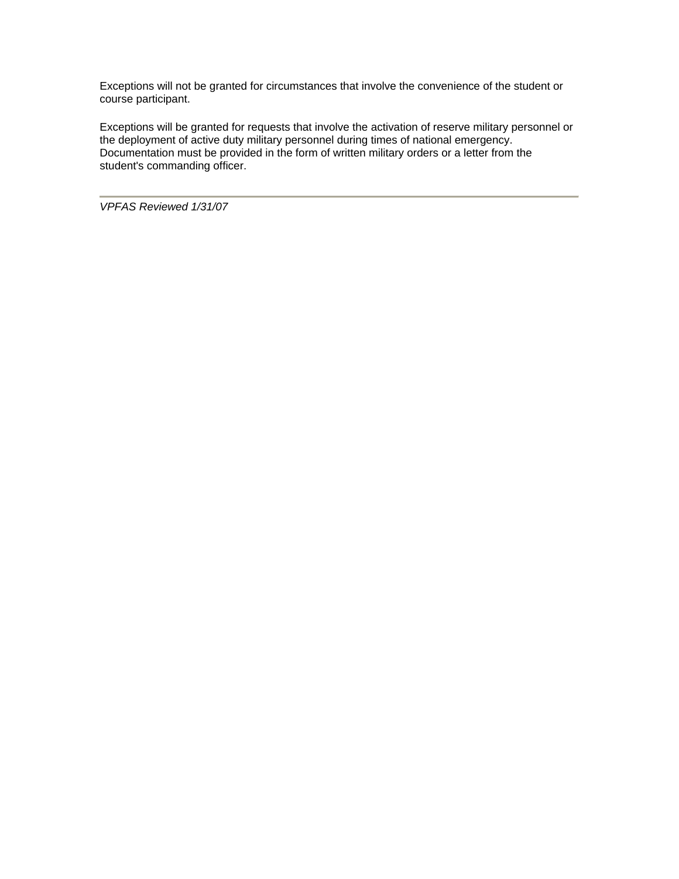Exceptions will not be granted for circumstances that involve the convenience of the student or course participant.

Exceptions will be granted for requests that involve the activation of reserve military personnel or the deployment of active duty military personnel during times of national emergency. Documentation must be provided in the form of written military orders or a letter from the student's commanding officer.

---

*VPFAS Reviewed 1/31/07*